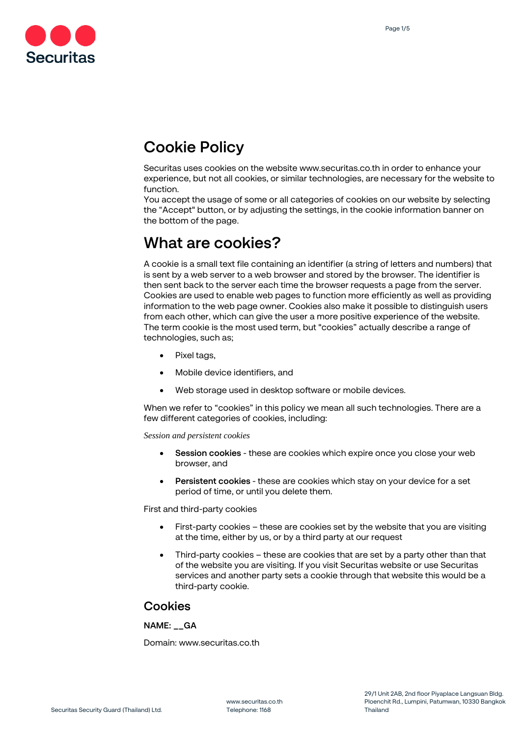# Cookie Policy

Securitas uses cookies on the website www.securitas.co.th in order to enhance your experience, but not all cookies, or similar technologies, are necessary for the website to function.

You accept the usage of some or all categories of cookies on our website by selecting the “Accept" button, or by adjusting the settings, in the cookie information banner on the bottom of the page.

# What are cookies?

A cookie is a small text file containing an identifier (a string of letters and numbers) that is sent by a web server to a web browser and stored by the browser. The identifier is then sent back to the server each time the browser requests a page from the server. Cookies are used to enable web pages to function more efficiently as well as providing information to the web page owner. Cookies also make it possible to distinguish users from each other, which can give the user a more positive experience of the website. The term cookie is the most used term, but "cookies” actually describe a range of technologies, such as;

- Pixel tags,
- Mobile device identifiers, and
- Web storage used in desktop software or mobile devices.

When we refer to “cookies” in this policy we mean all such technologies. There are a few different categories of cookies, including:

*Session and persistent cookies*

- **Session cookies** - these are cookies which expire once you close your web browser, and
- **Persistent cookies** - these are cookies which stay on your device for a set period of time, or until you delete them.

First and third-party cookies

- First-party cookies – these are cookies set by the website that you are visiting at the time, either by us, or by a third party at our request
- Third-party cookies – these are cookies that are set by a party other than that of the website you are visiting. If you visit Securitas website or use Securitas services and another party sets a cookie through that website this would be a third-party cookie.

## Cookies

**NAME: __GA**

Domain: www.securitas.co.th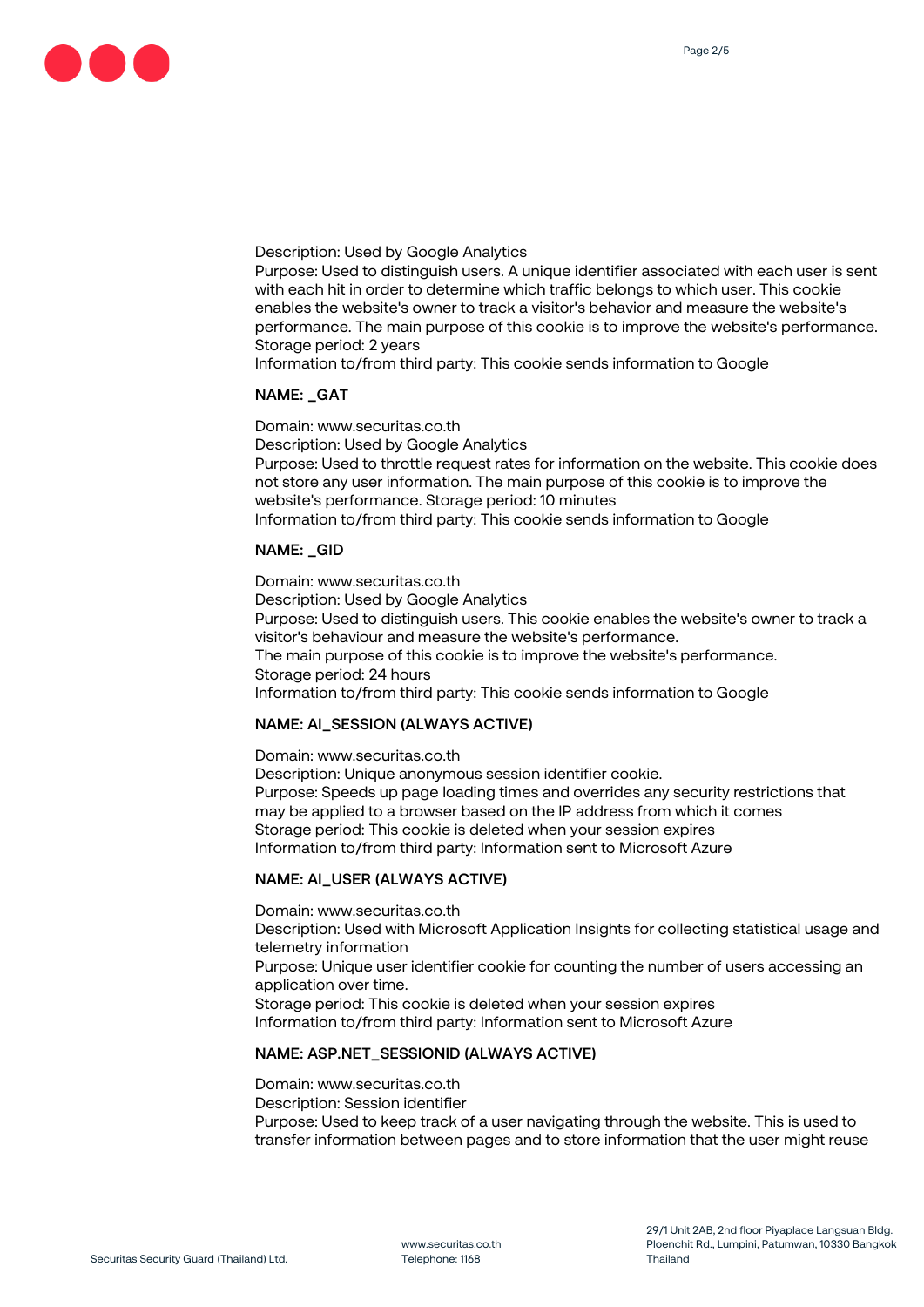Description: Used by Google Analytics
Purpose: Used to distinguish users. A unique identifier associated with each user is sent with each hit in order to determine which traffic belongs to which user. This cookie enables the website's owner to track a visitor's behavior and measure the website's performance. The main purpose of this cookie is to improve the website's performance.
Storage period: 2 years
Information to/from third party: This cookie sends information to Google

**NAME: _GAT**

Domain: www.securitas.co.th
Description: Used by Google Analytics
Purpose: Used to throttle request rates for information on the website. This cookie does not store any user information. The main purpose of this cookie is to improve the website's performance. Storage period: 10 minutes
Information to/from third party: This cookie sends information to Google

**NAME: _GID**

Domain: www.securitas.co.th
Description: Used by Google Analytics
Purpose: Used to distinguish users. This cookie enables the website's owner to track a visitor's behaviour and measure the website's performance.
The main purpose of this cookie is to improve the website's performance.
Storage period: 24 hours
Information to/from third party: This cookie sends information to Google

**NAME: AI_SESSION (ALWAYS ACTIVE)**

Domain: www.securitas.co.th
Description: Unique anonymous session identifier cookie.
Purpose: Speeds up page loading times and overrides any security restrictions that may be applied to a browser based on the IP address from which it comes
Storage period: This cookie is deleted when your session expires
Information to/from third party: Information sent to Microsoft Azure

**NAME: AI_USER (ALWAYS ACTIVE)**

Domain: www.securitas.co.th
Description: Used with Microsoft Application Insights for collecting statistical usage and telemetry information
Purpose: Unique user identifier cookie for counting the number of users accessing an application over time.
Storage period: This cookie is deleted when your session expires
Information to/from third party: Information sent to Microsoft Azure

**NAME: ASP.NET_SESSIONID (ALWAYS ACTIVE)**

Domain: www.securitas.co.th
Description: Session identifier
Purpose: Used to keep track of a user navigating through the website. This is used to transfer information between pages and to store information that the user might reuse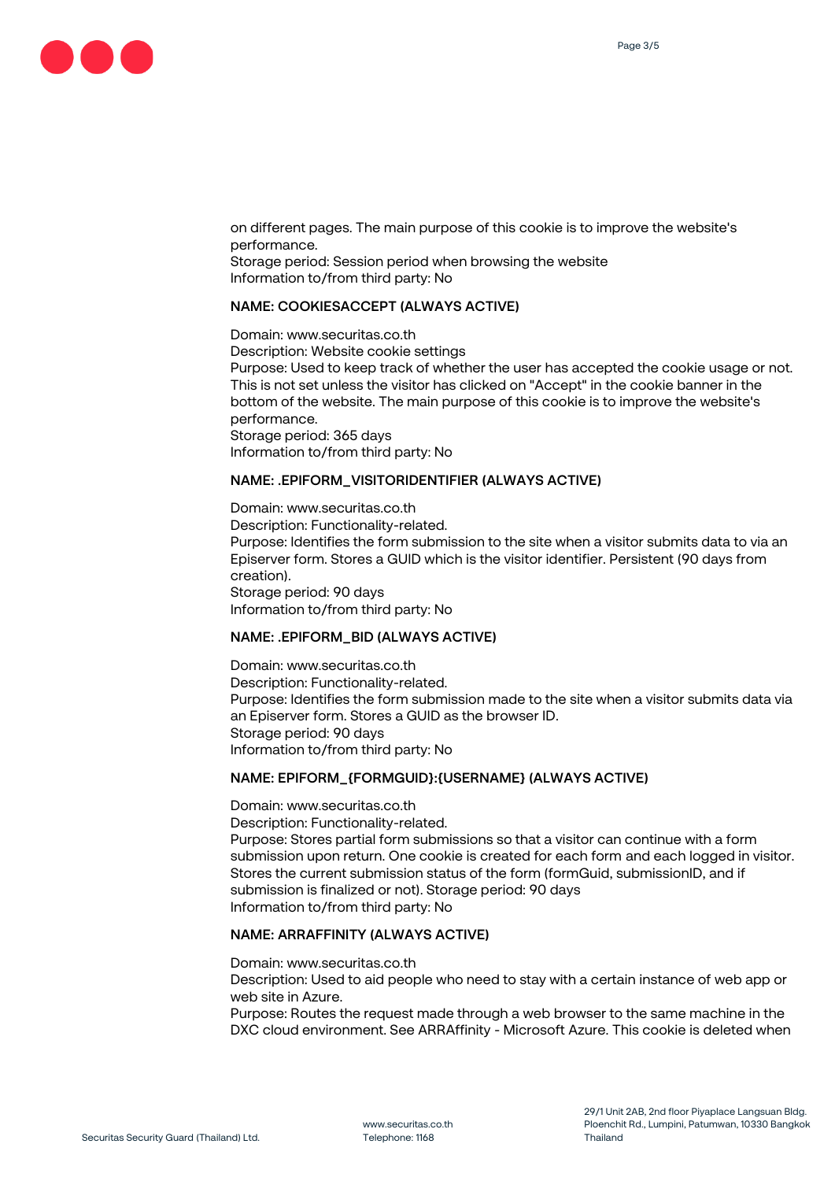on different pages. The main purpose of this cookie is to improve the website's performance.
Storage period: Session period when browsing the website
Information to/from third party: No

**NAME: COOKIESACCEPT (ALWAYS ACTIVE)**

Domain: www.securitas.co.th
Description: Website cookie settings
Purpose: Used to keep track of whether the user has accepted the cookie usage or not. This is not set unless the visitor has clicked on "Accept" in the cookie banner in the bottom of the website. The main purpose of this cookie is to improve the website's performance.
Storage period: 365 days
Information to/from third party: No

**NAME: .EPIFORM_VISITORIDENTIFIER (ALWAYS ACTIVE)**

Domain: www.securitas.co.th
Description: Functionality-related.
Purpose: Identifies the form submission to the site when a visitor submits data to via an Episerver form. Stores a GUID which is the visitor identifier. Persistent (90 days from creation).
Storage period: 90 days
Information to/from third party: No

**NAME: .EPIFORM_BID (ALWAYS ACTIVE)**

Domain: www.securitas.co.th
Description: Functionality-related.
Purpose: Identifies the form submission made to the site when a visitor submits data via an Episerver form. Stores a GUID as the browser ID.
Storage period: 90 days
Information to/from third party: No

**NAME: EPIFORM_{FORMGUID}:{USERNAME} (ALWAYS ACTIVE)**

Domain: www.securitas.co.th
Description: Functionality-related.
Purpose: Stores partial form submissions so that a visitor can continue with a form submission upon return. One cookie is created for each form and each logged in visitor. Stores the current submission status of the form (formGuid, submissionID, and if submission is finalized or not). Storage period: 90 days
Information to/from third party: No

**NAME: ARRAFFINITY (ALWAYS ACTIVE)**

Domain: www.securitas.co.th
Description: Used to aid people who need to stay with a certain instance of web app or web site in Azure.
Purpose: Routes the request made through a web browser to the same machine in the DXC cloud environment. See ARRAffinity - Microsoft Azure. This cookie is deleted when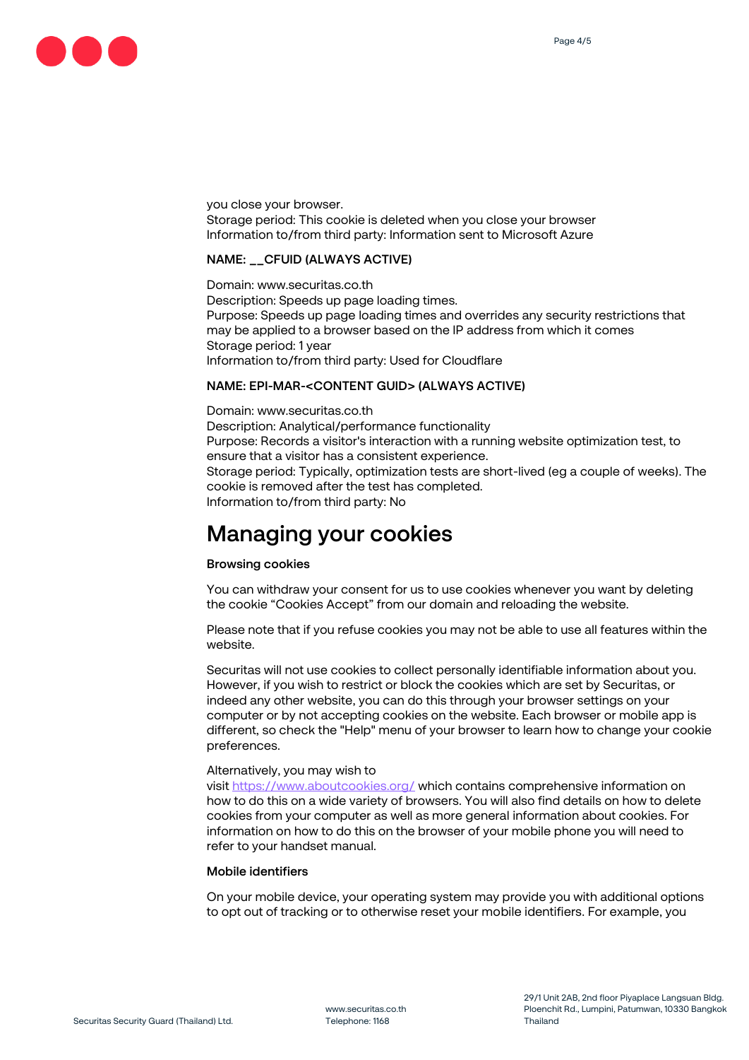you close your browser.
Storage period: This cookie is deleted when you close your browser
Information to/from third party: Information sent to Microsoft Azure

**NAME: __CFUID (ALWAYS ACTIVE)**

Domain: www.securitas.co.th
Description: Speeds up page loading times.
Purpose: Speeds up page loading times and overrides any security restrictions that may be applied to a browser based on the IP address from which it comes
Storage period: 1 year
Information to/from third party: Used for Cloudflare

**NAME: EPI-MAR-<CONTENT GUID> (ALWAYS ACTIVE)**

Domain: www.securitas.co.th
Description: Analytical/performance functionality
Purpose: Records a visitor's interaction with a running website optimization test, to ensure that a visitor has a consistent experience.
Storage period: Typically, optimization tests are short-lived (eg a couple of weeks). The cookie is removed after the test has completed.
Information to/from third party: No

# Managing your cookies

**Browsing cookies**

You can withdraw your consent for us to use cookies whenever you want by deleting the cookie "Cookies Accept" from our domain and reloading the website.

Please note that if you refuse cookies you may not be able to use all features within the website.

Securitas will not use cookies to collect personally identifiable information about you. However, if you wish to restrict or block the cookies which are set by Securitas, or indeed any other website, you can do this through your browser settings on your computer or by not accepting cookies on the website. Each browser or mobile app is different, so check the "Help" menu of your browser to learn how to change your cookie preferences.

Alternatively, you may wish to visit https://www.aboutcookies.org/ which contains comprehensive information on how to do this on a wide variety of browsers. You will also find details on how to delete cookies from your computer as well as more general information about cookies. For information on how to do this on the browser of your mobile phone you will need to refer to your handset manual.

**Mobile identifiers**

On your mobile device, your operating system may provide you with additional options to opt out of tracking or to otherwise reset your mobile identifiers. For example, you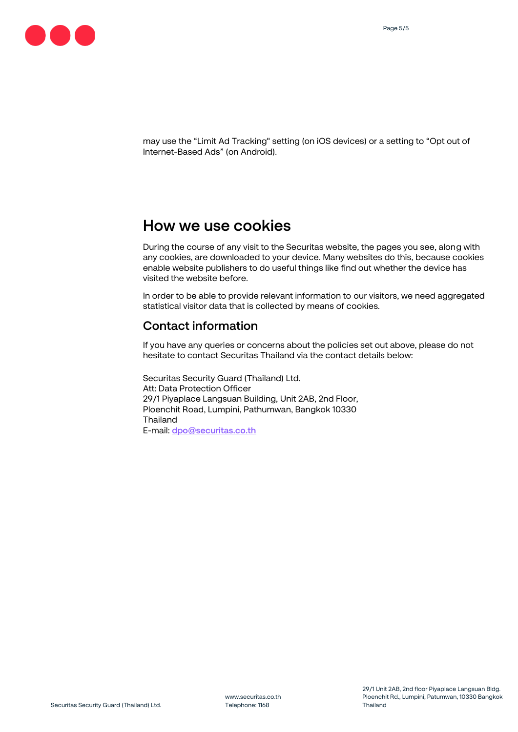may use the “Limit Ad Tracking" setting (on iOS devices) or a setting to “Opt out of Internet-Based Ads” (on Android).

## How we use cookies

During the course of any visit to the Securitas website, the pages you see, along with any cookies, are downloaded to your device. Many websites do this, because cookies enable website publishers to do useful things like find out whether the device has visited the website before.

In order to be able to provide relevant information to our visitors, we need aggregated statistical visitor data that is collected by means of cookies.

### Contact information

If you have any queries or concerns about the policies set out above, please do not hesitate to contact Securitas Thailand via the contact details below:

Securitas Security Guard (Thailand) Ltd.
Att: Data Protection Officer
29/1 Piyaplace Langsuan Building, Unit 2AB, 2nd Floor,
Ploenchit Road, Lumpini, Pathumwan, Bangkok 10330
Thailand
E-mail: dpo@securitas.co.th